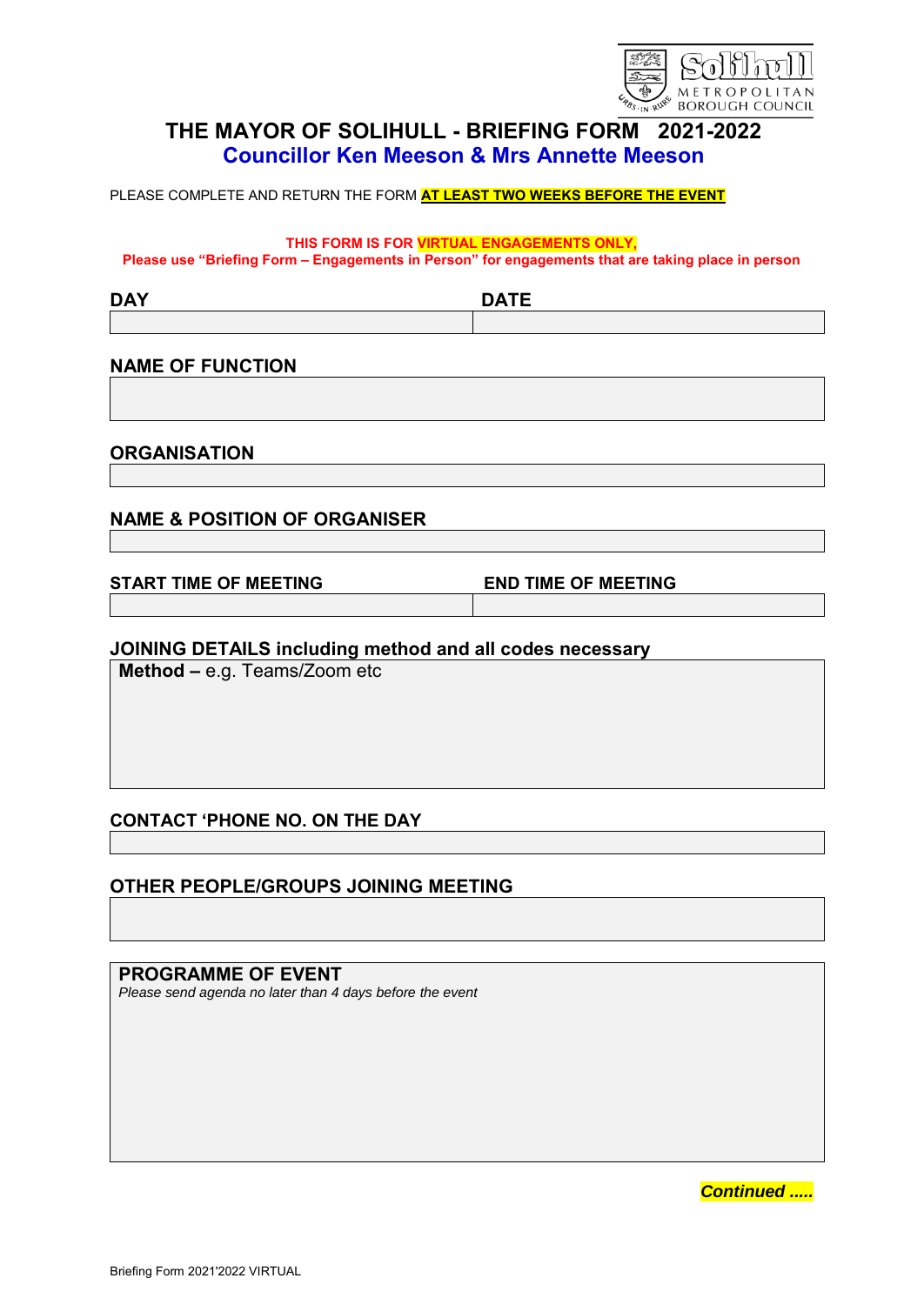# THE MAYOR OF SOLIHULL - BRIEFING FORM 2021-2022

## Councillor Ken Meeson & Mrs Annette Meeson

PLEASE COMPLETE AND RETURN THE FORM **AT LEAST TWO WEEKS BEFORE THE EVENT**

**THIS FORM IS FOR VIRTUAL ENGAGEMENTS ONLY,**
**Please use "Briefing Form – Engagements in Person" for engagements that are taking place in person**

| DAY | DATE |
|---|---|
| | |

**NAME OF FUNCTION**

**ORGANISATION**

**NAME & POSITION OF ORGANISER**

| START TIME OF MEETING | END TIME OF MEETING |
|---|---|
| | |

**JOINING DETAILS including method and all codes necessary**

**Method –** e.g. Teams/Zoom etc

**CONTACT 'PHONE NO. ON THE DAY**

**OTHER PEOPLE/GROUPS JOINING MEETING**

**PROGRAMME OF EVENT**

*Please send agenda no later than 4 days before the event*

***Continued .....***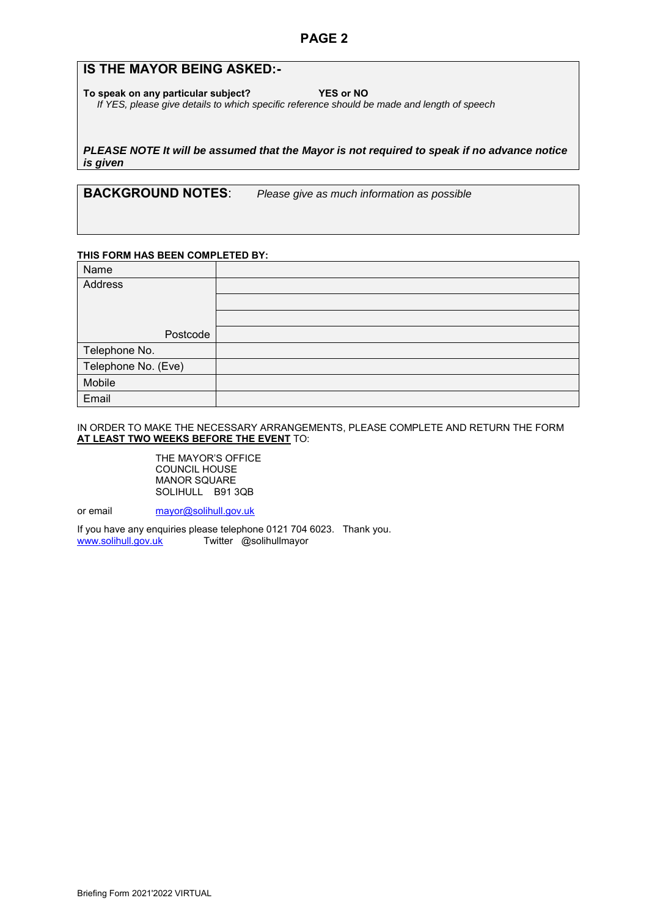## IS THE MAYOR BEING ASKED:-

**To speak on any particular subject?** **YES or NO**

*If YES, please give details to which specific reference should be made and length of speech*

***PLEASE NOTE It will be assumed that the Mayor is not required to speak if no advance notice is given***

## BACKGROUND NOTES: *Please give as much information as possible*

**THIS FORM HAS BEEN COMPLETED BY:**

| | |
|---|---|
| Name | |
| Address | |
| | |
| | |
| Postcode | |
| Telephone No. | |
| Telephone No. (Eve) | |
| Mobile | |
| Email | |

IN ORDER TO MAKE THE NECESSARY ARRANGEMENTS, PLEASE COMPLETE AND RETURN THE FORM **AT LEAST TWO WEEKS BEFORE THE EVENT** TO:

THE MAYOR'S OFFICE
COUNCIL HOUSE
MANOR SQUARE
SOLIHULL B91 3QB

or email mayor@solihull.gov.uk

If you have any enquiries please telephone 0121 704 6023. Thank you.
www.solihull.gov.uk Twitter @solihullmayor

Briefing Form 2021'2022 VIRTUAL